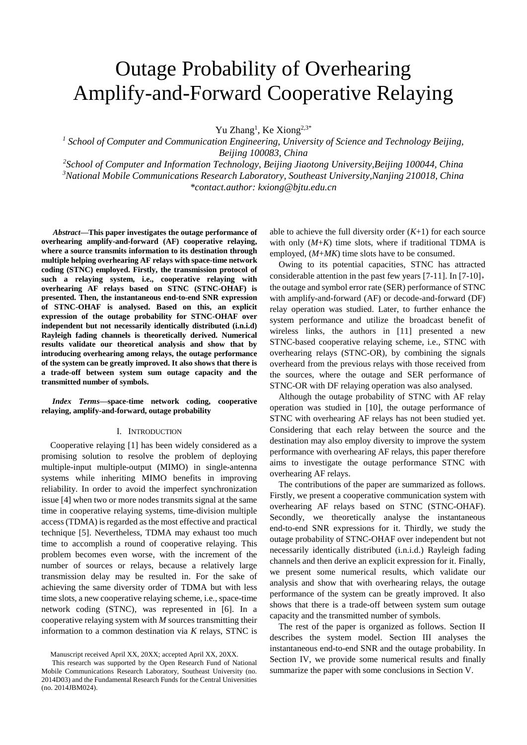# Outage Probability of Overhearing Amplify-and-Forward Cooperative Relaying

Yu Zhang[1], Ke Xiong[2,3*]

[1] *School of Computer and Communication Engineering, University of Science and Technology Beijing, Beijing 100083, China*

[2]*School of Computer and Information Technology, Beijing Jiaotong University,Beijing 100044, China*

[3]*National Mobile Communications Research Laboratory, Southeast University,Nanjing 210018, China*

*\*contact.author: kxiong@bjtu.edu.cn*

***Abstract*—This paper investigates the outage performance of overhearing amplify-and-forward (AF) cooperative relaying, where a source transmits information to its destination through multiple helping overhearing AF relays with space-time network coding (STNC) employed. Firstly, the transmission protocol of such a relaying system, i.e., cooperative relaying with overhearing AF relays based on STNC (STNC-OHAF) is presented. Then, the instantaneous end-to-end SNR expression of STNC-OHAF is analysed. Based on this, an explicit expression of the outage probability for STNC-OHAF over independent but not necessarily identically distributed (i.n.i.d) Rayleigh fading channels is theoretically derived. Numerical results validate our theoretical analysis and show that by introducing overhearing among relays, the outage performance of the system can be greatly improved. It also shows that there is a trade-off between system sum outage capacity and the transmitted number of symbols.**

***Index Terms*—space-time network coding, cooperative relaying, amplify-and-forward, outage probability**

## I. Introduction

Cooperative relaying [1] has been widely considered as a promising solution to resolve the problem of deploying multiple-input multiple-output (MIMO) in single-antenna systems while inheriting MIMO benefits in improving reliability. In order to avoid the imperfect synchronization issue [4] when two or more nodes transmits signal at the same time in cooperative relaying systems, time-division multiple access (TDMA) is regarded as the most effective and practical technique [5]. Nevertheless, TDMA may exhaust too much time to accomplish a round of cooperative relaying. This problem becomes even worse, with the increment of the number of sources or relays, because a relatively large transmission delay may be resulted in. For the sake of achieving the same diversity order of TDMA but with less time slots, a new cooperative relaying scheme, i.e., space-time network coding (STNC), was represented in [6]. In a cooperative relaying system with $M$ sources transmitting their information to a common destination via $K$ relays, STNC is able to achieve the full diversity order ($K$+1) for each source with only ($M$+$K$) time slots, where if traditional TDMA is employed, ($M$+$MK$) time slots have to be consumed.

Owing to its potential capacities, STNC has attracted considerable attention in the past few years [7-11]. In [7-10], the outage and symbol error rate (SER) performance of STNC with amplify-and-forward (AF) or decode-and-forward (DF) relay operation was studied. Later, to further enhance the system performance and utilize the broadcast benefit of wireless links, the authors in [11] presented a new STNC-based cooperative relaying scheme, i.e., STNC with overhearing relays (STNC-OR), by combining the signals overheard from the previous relays with those received from the sources, where the outage and SER performance of STNC-OR with DF relaying operation was also analysed.

Although the outage probability of STNC with AF relay operation was studied in [10], the outage performance of STNC with overhearing AF relays has not been studied yet. Considering that each relay between the source and the destination may also employ diversity to improve the system performance with overhearing AF relays, this paper therefore aims to investigate the outage performance STNC with overhearing AF relays.

The contributions of the paper are summarized as follows. Firstly, we present a cooperative communication system with overhearing AF relays based on STNC (STNC-OHAF). Secondly, we theoretically analyse the instantaneous end-to-end SNR expressions for it. Thirdly, we study the outage probability of STNC-OHAF over independent but not necessarily identically distributed (i.n.i.d.) Rayleigh fading channels and then derive an explicit expression for it. Finally, we present some numerical results, which validate our analysis and show that with overhearing relays, the outage performance of the system can be greatly improved. It also shows that there is a trade-off between system sum outage capacity and the transmitted number of symbols.

The rest of the paper is organized as follows. Section II describes the system model. Section III analyses the instantaneous end-to-end SNR and the outage probability. In Section IV, we provide some numerical results and finally summarize the paper with some conclusions in Section V.

Manuscript received April XX, 20XX; accepted April XX, 20XX.

This research was supported by the Open Research Fund of National Mobile Communications Research Laboratory, Southeast University (no. 2014D03) and the Fundamental Research Funds for the Central Universities (no. 2014JBM024).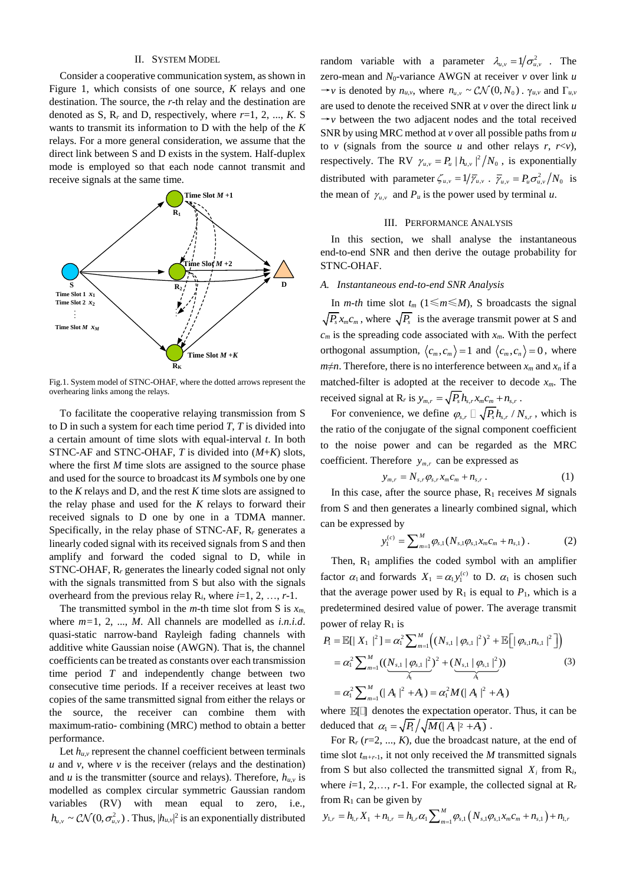## II. SYSTEM MODEL

Consider a cooperative communication system, as shown in Figure 1, which consists of one source, $K$ relays and one destination. The source, the $r$-th relay and the destination are denoted as S, $R_r$ and D, respectively, where $r$=1, 2, ..., $K$. S wants to transmit its information to D with the help of the $K$ relays. For a more general consideration, we assume that the direct link between S and D exists in the system. Half-duplex mode is employed so that each node cannot transmit and receive signals at the same time.

Fig.1. System model of STNC-OHAF, where the dotted arrows represent the overhearing links among the relays.

To facilitate the cooperative relaying transmission from S to D in such a system for each time period $T$, $T$ is divided into a certain amount of time slots with equal-interval $t$. In both STNC-AF and STNC-OHAF, $T$ is divided into ($M$+$K$) slots, where the first $M$ time slots are assigned to the source phase and used for the source to broadcast its $M$ symbols one by one to the $K$ relays and D, and the rest $K$ time slots are assigned to the relay phase and used for the $K$ relays to forward their received signals to D one by one in a TDMA manner. Specifically, in the relay phase of STNC-AF, $R_r$ generates a linearly coded signal with its received signals from S and then amplify and forward the coded signal to D, while in STNC-OHAF, $R_r$ generates the linearly coded signal not only with the signals transmitted from S but also with the signals overheard from the previous relay $R_i$, where $i$=1, 2, …, $r$-1.

The transmitted symbol in the $m$-th time slot from S is $x_m$, where $m$=1, 2, ..., $M$. All channels are modelled as *i.n.i.d*. quasi-static narrow-band Rayleigh fading channels with additive white Gaussian noise (AWGN). That is, the channel coefficients can be treated as constants over each transmission time period $T$ and independently change between two consecutive time periods. If a receiver receives at least two copies of the same transmitted signal from either the relays or the source, the receiver can combine them with maximum-ratio- combining (MRC) method to obtain a better performance.

Let $h_{u,v}$ represent the channel coefficient between terminals $u$ and $v$, where $v$ is the receiver (relays and the destination) and $u$ is the transmitter (source and relays). Therefore, $h_{u,v}$ is modelled as complex circular symmetric Gaussian random variables (RV) with mean equal to zero, i.e., $h_{u,v} \sim \mathcal{CN}(0,\sigma_{u,v}^2)$. Thus, $|h_{u,v}|^2$ is an exponentially distributed random variable with a parameter $\lambda_{u,v}=1/\sigma_{u,v}^2$. The zero-mean and $N_0$-variance AWGN at receiver $v$ over link $u \to v$ is denoted by $n_{u,v}$, where $n_{u,v} \sim \mathcal{CN}(0,N_0)$. $\gamma_{u,v}$ and $\Gamma_{u,v}$ are used to denote the received SNR at $v$ over the direct link $u \to v$ between the two adjacent nodes and the total received SNR by using MRC method at $v$ over all possible paths from $u$ to $v$ (signals from the source $u$ and other relays $r$, $r$<$v$), respectively. The RV $\gamma_{u,v}=P_u|h_{u,v}|^2/N_0$, is exponentially distributed with parameter $\zeta_{u,v}=1/\bar{\gamma}_{u,v}$. $\bar{\gamma}_{u,v}=P_u\sigma_{u,v}^2/N_0$ is the mean of $\gamma_{u,v}$ and $P_u$ is the power used by terminal $u$.

## III. PERFORMANCE ANALYSIS

In this section, we shall analyse the instantaneous end-to-end SNR and then derive the outage probability for STNC-OHAF.

### A. Instantaneous end-to-end SNR Analysis

In $m$-$th$ time slot $t_m$ ($1\leqslant m\leqslant M$), S broadcasts the signal $\sqrt{P_s}x_m c_m$, where $\sqrt{P_s}$ is the average transmit power at S and $c_m$ is the spreading code associated with $x_m$. With the perfect orthogonal assumption, $\langle c_m,c_m\rangle=1$ and $\langle c_m,c_n\rangle=0$, where $m$≠$n$. Therefore, there is no interference between $x_m$ and $x_n$ if a matched-filter is adopted at the receiver to decode $x_m$. The received signal at $R_r$ is $y_{m,r}=\sqrt{P_s}h_{s,r}x_m c_m+n_{s,r}$.

For convenience, we define $\varphi_{s,r} \triangleq \sqrt{P_s}h_{s,r}/N_{s,r}$, which is the ratio of the conjugate of the signal component coefficient to the noise power and can be regarded as the MRC coefficient. Therefore $y_{m,r}$ can be expressed as

$$y_{m,r}=N_{s,r}\varphi_{s,r}x_m c_m+n_{s,r}\,. \tag{1}$$

In this case, after the source phase, $R_1$ receives $M$ signals from S and then generates a linearly combined signal, which can be expressed by

$$y_1^{(c)}=\sum\nolimits_{m=1}^{M}\varphi_{s,1}(N_{s,1}\varphi_{s,1}x_m c_m+n_{s,1})\,. \tag{2}$$

Then, $R_1$ amplifies the coded symbol with an amplifier factor $\alpha_1$ and forwards $X_1=\alpha_1 y_1^{(c)}$ to D. $\alpha_1$ is chosen such that the average power used by $R_1$ is equal to $P_1$, which is a predetermined desired value of power. The average transmit power of relay $R_1$ is

$$\begin{aligned} P_1 &= \mathbb{E}[|X_1|^2]=\alpha_1^2\sum\nolimits_{m=1}^{M}\Big((N_{s,1}|\varphi_{s,1}|^2)^2+\mathbb{E}\big[|\varphi_{s,1}n_{s,1}|^2\big]\Big) \\ &=\alpha_1^2\sum\nolimits_{m=1}^{M}((\underbrace{N_{s,1}|\varphi_{s,1}|^2}_{A_1})^2+(\underbrace{N_{s,1}|\varphi_{s,1}|^2}_{A_1})) \\ &=\alpha_1^2\sum\nolimits_{m=1}^{M}(|A_1|^2+A_1)=\alpha_1^2 M(|A_1|^2+A_1) \end{aligned} \tag{3}$$

where $\mathbb{E}[\cdot]$ denotes the expectation operator. Thus, it can be deduced that $\alpha_1=\sqrt{P_1}\big/\sqrt{M(|A_1|^2+A_1)}$.

For $R_r$ ($r$=2, ..., $K$), due the broadcast nature, at the end of time slot $t_{m+r-1}$, it not only received the $M$ transmitted signals from S but also collected the transmitted signal $X_i$ from $R_i$, where $i$=1, 2,…, $r$-1. For example, the collected signal at $R_r$ from $R_1$ can be given by

$$y_{1,r}=h_{1,r}X_1+n_{1,r}=h_{1,r}\alpha_1\sum\nolimits_{m=1}^{M}\varphi_{s,1}\left(N_{s,1}\varphi_{s,1}x_m c_m+n_{s,1}\right)+n_{1,r}$$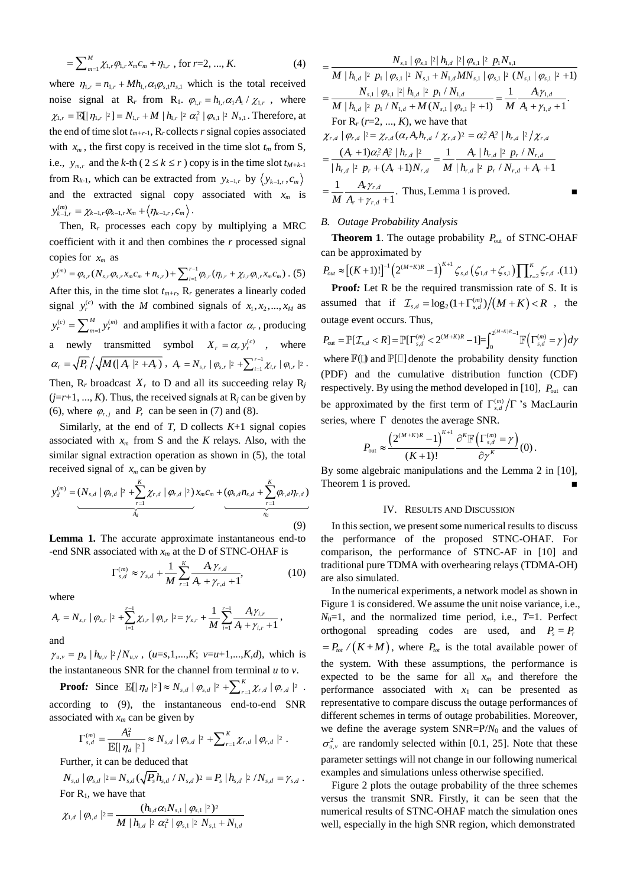$$= \sum_{m=1}^{M} \chi_{1,r} \varphi_{1,r} x_m c_m + \eta_{1,r} \text{ , for } r\text{=2, ..., } K. \quad (4)$$

where $\eta_{1,r} = n_{1,r} + M h_{1,r} \alpha_1 \varphi_{s,1} n_{s,1}$ which is the total received noise signal at $R_r$ from $R_1$. $\varphi_{1,r} = h_{1,r} \alpha_1 A_1 / \chi_{1,r}$ , where $\chi_{1,r} = \mathbb{E}[|\eta_{1,r}|^2] = N_{1,r} + M|h_{1,r}|^2 \alpha_1^2 |\varphi_{s,1}|^2 N_{s,1}$. Therefore, at the end of time slot $t_{m+r-1}$, $R_r$ collects $r$ signal copies associated with $x_m$, the first copy is received in the time slot $t_m$ from S, i.e., $y_{m,r}$ and the $k$-th ($2 \le k \le r$) copy is in the time slot $t_{M+k-1}$ from $R_{k-1}$, which can be extracted from $y_{k-1,r}$ by $\langle y_{k-1,r}, c_m \rangle$ and the extracted signal copy associated with $x_m$ is $y_{k-1,r}^{(m)} = \chi_{k-1,r} \varphi_{k-1,r} x_m + \langle \eta_{k-1,r}, c_m \rangle$.

Then, $R_r$ processes each copy by multiplying a MRC coefficient with it and then combines the $r$ processed signal copies for $x_m$ as

$$y_r^{(m)} = \varphi_{s,r}(N_{s,r}\varphi_{s,r}x_m c_m + n_{s,r}) + \sum_{i=1}^{r-1} \varphi_{i,r}(\eta_{i,r} + \chi_{i,r}\varphi_{i,r}x_m c_m) \text{ . (5)}$$

After this, in the time slot $t_{m+r}$, $R_r$ generates a linearly coded signal $y_r^{(c)}$ with the $M$ combined signals of $x_1, x_2, ..., x_M$ as $y_r^{(c)} = \sum_{m=1}^{M} y_r^{(m)}$ and amplifies it with a factor $\alpha_r$, producing a newly transmitted symbol $X_r = \alpha_r y_r^{(c)}$ , where $\alpha_r = \sqrt{P_r} / \sqrt{M(|A_r|^2 + A_r)}$, $A_r = N_{s,r} |\varphi_{s,r}|^2 + \sum_{i=1}^{r-1} \chi_{i,r} |\varphi_{i,r}|^2$. Then, $R_r$ broadcast $X_r$ to D and all its succeeding relay $R_j$ ($j$=$r$+1, ..., $K$). Thus, the received signals at $R_j$ can be given by (6), where $\varphi_{r,j}$ and $P_r$ can be seen in (7) and (8).

Similarly, at the end of $T$, D collects $K$+1 signal copies associated with $x_m$ from S and the $K$ relays. Also, with the similar signal extraction operation as shown in (5), the total received signal of $x_m$ can be given by

$$y_d^{(m)} = \underbrace{(N_{s,d}|\varphi_{s,d}|^2 + \sum_{r=1}^{K} \chi_{r,d}|\varphi_{r,d}|^2)}_{A_d} x_m c_m + \underbrace{(\varphi_{s,d} n_{s,d} + \sum_{r=1}^{K} \varphi_{r,d} \eta_{r,d})}_{\eta_d} \quad (9)$$

**Lemma 1.** The accurate approximate instantaneous end-to -end SNR associated with $x_m$ at the D of STNC-OHAF is

$$\Gamma_{s,d}^{(m)} \approx \gamma_{s,d} + \frac{1}{M} \sum_{r=1}^{K} \frac{A_r \gamma_{r,d}}{A_r + \gamma_{r,d} + 1}, \quad (10)$$

where

$$A_r = N_{s,r}|\varphi_{s,r}|^2 + \sum_{i=1}^{r-1} \chi_{i,r}|\varphi_{i,r}|^2 = \gamma_{s,r} + \frac{1}{M} \sum_{i=1}^{r-1} \frac{A_i \gamma_{i,r}}{A_i + \gamma_{i,r} + 1},$$

and

$\gamma_{u,v} = p_u |h_{u,v}|^2 / N_{u,v}$ , ($u$=$s$,1,...,$K$; $v$=$u$+1,...,$K$,$d$), which is the instantaneous SNR for the channel from terminal $u$ to $v$.

***Proof:*** Since $\mathbb{E}[|\eta_d|^2] \approx N_{s,d}|\varphi_{s,d}|^2 + \sum_{r=1}^{K} \chi_{r,d}|\varphi_{r,d}|^2$ . according to (9), the instantaneous end-to-end SNR associated with $x_m$ can be given by

$$\Gamma_{s,d}^{(m)} = \frac{A_d^2}{\mathbb{E}[|\eta_d|^2]} \approx N_{s,d}|\varphi_{s,d}|^2 + \sum_{r=1}^{K} \chi_{r,d}|\varphi_{r,d}|^2 .$$

Further, it can be deduced that

$N_{s,d}|\varphi_{s,d}|^2 = N_{s,d}(\sqrt{P_s} h_{s,d} / N_{s,d})^2 = P_s |h_{s,d}|^2 / N_{s,d} = \gamma_{s,d}$ .

For $R_1$, we have that

$$\chi_{1,d}|\varphi_{1,d}|^2 = \frac{(h_{1,d}\alpha_1 N_{s,1}|\varphi_{s,1}|^2)^2}{M|h_{1,d}|^2 \alpha_1^2 |\varphi_{s,1}|^2 N_{s,1} + N_{1,d}}$$

$$= \frac{N_{s,1}|\varphi_{s,1}|^2 |h_{1,d}|^2 |\varphi_{s,1}|^2 p_1 N_{s,1}}{M|h_{1,d}|^2 p_1 |\varphi_{s,1}|^2 N_{s,1} + N_{1,d} M N_{s,1}|\varphi_{s,1}|^2 (N_{s,1}|\varphi_{s,1}|^2 + 1)}$$

$$= \frac{N_{s,1}|\varphi_{s,1}|^2 |h_{1,d}|^2 p_1 / N_{1,d}}{M|h_{1,d}|^2 p_1 / N_{1,d} + M(N_{s,1}|\varphi_{s,1}|^2 + 1)} = \frac{1}{M} \frac{A_1 \gamma_{1,d}}{A_1 + \gamma_{1,d} + 1}.$$

For $R_r$ ($r$=2, ..., $K$), we have that

$$\chi_{r,d}|\varphi_{r,d}|^2 = \chi_{r,d}(\alpha_r A_r h_{r,d} / \chi_{r,d})^2 = \alpha_r^2 A_r^2 |h_{r,d}|^2 / \chi_{r,d}$$

$$= \frac{(A_r+1)\alpha_r^2 A_r^2 |h_{r,d}|^2}{|h_{r,d}|^2 p_r + (A_r+1) N_{r,d}} = \frac{1}{M} \frac{A_r |h_{r,d}|^2 p_r / N_{r,d}}{|h_{r,d}|^2 p_r / N_{r,d} + A_r + 1}$$

$$= \frac{1}{M} \frac{A_r \gamma_{r,d}}{A_r + \gamma_{r,d} + 1}. \text{ Thus, Lemma 1 is proved.} \qquad \blacksquare$$

### *B. Outage Probability Analysis*

**Theorem 1**. The outage probability $P_{\text{out}}$ of STNC-OHAF can be approximated by

$$P_{out} \approx \left[(K+1)!\right]^{-1} \left(2^{(M+K)R} - 1\right)^{K+1} \zeta_{s,d} \left(\zeta_{1,d} + \zeta_{s,1}\right) \prod_{r=2}^{K} \zeta_{r,d} \text{ .(11)}$$

***Proof:*** Let R be the required transmission rate of S. It is assumed that if $\mathcal{I}_{s,d} = \log_2(1+\Gamma_{s,d}^{(m)}) / (M+K) < R$ , the outage event occurs. Thus,

$$P_{\text{out}} = \mathbb{P}[\mathcal{I}_{s,d} < R] = \mathbb{P}[\Gamma_{s,d}^{(m)} < 2^{(M+K)R} - 1] = \int_0^{2^{(M+K)R}-1} \mathbb{F}\left(\Gamma_{s,d}^{(m)} = \gamma\right) d\gamma$$

where $\mathbb{F}(\cdot)$ and $\mathbb{P}[\cdot]$ denote the probability density function (PDF) and the cumulative distribution function (CDF) respectively. By using the method developed in [10], $P_{\text{out}}$ can be approximated by the first term of $\Gamma_{s,d}^{(m)} / \Gamma$ 's MacLaurin series, where $\Gamma$ denotes the average SNR.

$$P_{\text{out}} \approx \frac{\left(2^{(M+K)R} - 1\right)^{K+1}}{(K+1)!} \frac{\partial^K \mathbb{F}\left(\Gamma_{s,d}^{(m)} = \gamma\right)}{\partial \gamma^K}(0) .$$

By some algebraic manipulations and the Lemma 2 in [10], Theorem 1 is proved. $\blacksquare$

## IV. Results and Discussion

In this section, we present some numerical results to discuss the performance of the proposed STNC-OHAF. For comparison, the performance of STNC-AF in [10] and traditional pure TDMA with overhearing relays (TDMA-OH) are also simulated.

In the numerical experiments, a network model as shown in Figure 1 is considered. We assume the unit noise variance, i.e., $N_0$=1, and the normalized time period, i.e., $T$=1. Perfect orthogonal spreading codes are used, and $P_s = P_r = P_{tot} / (K+M)$, where $P_{tot}$ is the total available power of the system. With these assumptions, the performance is expected to be the same for all $x_m$ and therefore the performance associated with $x_1$ can be presented as representative to compare discuss the outage performances of different schemes in terms of outage probabilities. Moreover, we define the average system SNR=P/$N_0$ and the values of $\sigma_{u,v}^2$ are randomly selected within [0.1, 25]. Note that these parameter settings will not change in our following numerical examples and simulations unless otherwise specified.

Figure 2 plots the outage probability of the three schemes versus the transmit SNR. Firstly, it can be seen that the numerical results of STNC-OHAF match the simulation ones well, especially in the high SNR region, which demonstrated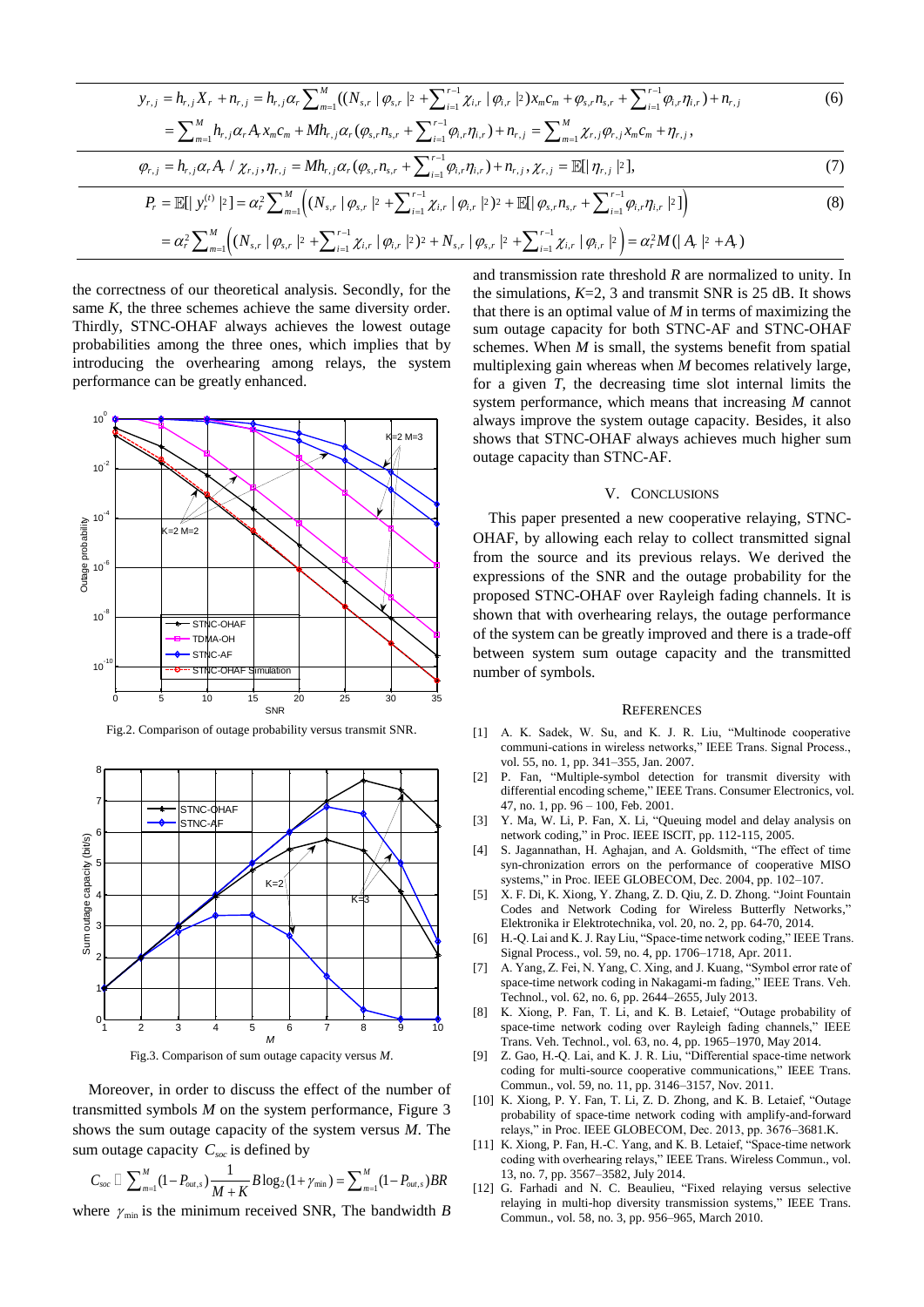$$y_{r,j} = h_{r,j}X_r + n_{r,j} = h_{r,j}\alpha_r \sum_{m=1}^{M}((N_{s,r}\,|\varphi_{s,r}|^2 + \sum_{i=1}^{r-1}\chi_{i,r}\,|\varphi_{i,r}|^2)x_m c_m + \varphi_{s,r}n_{s,r} + \sum_{i=1}^{r-1}\varphi_{i,r}\eta_{i,r}) + n_{r,j} \quad (6)$$

$$= \sum_{m=1}^{M} h_{r,j}\alpha_r A_r x_m c_m + M h_{r,j}\alpha_r(\varphi_{s,r}n_{s,r} + \sum_{i=1}^{r-1}\varphi_{i,r}\eta_{i,r}) + n_{r,j} = \sum_{m=1}^{M}\chi_{r,j}\varphi_{r,j}x_m c_m + \eta_{r,j},$$

$$\varphi_{r,j} = h_{r,j}\alpha_r A_r / \chi_{r,j}, \eta_{r,j} = M h_{r,j}\alpha_r(\varphi_{s,r}n_{s,r} + \sum_{i=1}^{r-1}\varphi_{i,r}\eta_{i,r}) + n_{r,j}, \chi_{r,j} = \mathbb{E}[|\eta_{r,j}|^2], \quad (7)$$

$$P_r = \mathbb{E}[|y_r^{(t)}|^2] = \alpha_r^2 \sum_{m=1}^{M}\Big((N_{s,r}\,|\varphi_{s,r}|^2 + \sum_{i=1}^{r-1}\chi_{i,r}\,|\varphi_{i,r}|^2)^2 + \mathbb{E}[|\varphi_{s,r}n_{s,r} + \sum_{i=1}^{r-1}\varphi_{i,r}\eta_{i,r}|^2]\Big) \quad (8)$$

$$= \alpha_r^2 \sum_{m=1}^{M}\Big((N_{s,r}\,|\varphi_{s,r}|^2 + \sum_{i=1}^{r-1}\chi_{i,r}\,|\varphi_{i,r}|^2)^2 + N_{s,r}\,|\varphi_{s,r}|^2 + \sum_{i=1}^{r-1}\chi_{i,r}\,|\varphi_{i,r}|^2\Big) = \alpha_r^2 M(|A_r|^2 + A_r)$$

the correctness of our theoretical analysis. Secondly, for the same $K$, the three schemes achieve the same diversity order. Thirdly, STNC-OHAF always achieves the lowest outage probabilities among the three ones, which implies that by introducing the overhearing among relays, the system performance can be greatly enhanced.

K=2 M=3
K=2 M=2
Outage probability
SNR
STNC-OHAF
TDMA-OH
STNC-AF
STNC-OHAF Simulation

Fig.2. Comparison of outage probability versus transmit SNR.

Sum outage capacity (bit/s)
M
STNC-OHAF
STNC-AF
K=2
K=3

Fig.3. Comparison of sum outage capacity versus $M$.

Moreover, in order to discuss the effect of the number of transmitted symbols $M$ on the system performance, Figure 3 shows the sum outage capacity of the system versus $M$. The sum outage capacity $C_{soc}$ is defined by

$$C_{soc} \triangleq \sum_{m=1}^{M}(1-P_{out,s})\frac{1}{M+K}B\log_2(1+\gamma_{\min}) = \sum_{m=1}^{M}(1-P_{out,s})BR$$

where $\gamma_{\min}$ is the minimum received SNR, The bandwidth $B$ and transmission rate threshold $R$ are normalized to unity. In the simulations, $K$=2, 3 and transmit SNR is 25 dB. It shows that there is an optimal value of $M$ in terms of maximizing the sum outage capacity for both STNC-AF and STNC-OHAF schemes. When $M$ is small, the systems benefit from spatial multiplexing gain whereas when $M$ becomes relatively large, for a given $T$, the decreasing time slot internal limits the system performance, which means that increasing $M$ cannot always improve the system capacity. Besides, it also shows that STNC-OHAF always achieves much higher sum outage capacity than STNC-AF.

## V. Conclusions

This paper presented a new cooperative relaying, STNC-OHAF, by allowing each relay to collect transmitted signal from the source and its previous relays. We derived the expressions of the SNR and the outage probability for the proposed STNC-OHAF over Rayleigh fading channels. It is shown that with overhearing relays, the outage performance of the system can be greatly improved and there is a trade-off between system sum outage capacity and the transmitted number of symbols.

## References

[1] A. K. Sadek, W. Su, and K. J. R. Liu, "Multinode cooperative communi-cations in wireless networks," IEEE Trans. Signal Process., vol. 55, no. 1, pp. 341–355, Jan. 2007.

[2] P. Fan, "Multiple-symbol detection for transmit diversity with differential encoding scheme," IEEE Trans. Consumer Electronics, vol. 47, no. 1, pp. 96 – 100, Feb. 2001.

[3] Y. Ma, W. Li, P. Fan, X. Li, "Queuing model and delay analysis on network coding," in Proc. IEEE ISCIT, pp. 112-115, 2005.

[4] S. Jagannathan, H. Aghajan, and A. Goldsmith, "The effect of time syn-chronization errors on the performance of cooperative MISO systems," in Proc. IEEE GLOBECOM, Dec. 2004, pp. 102–107.

[5] X. F. Di, K. Xiong, Y. Zhang, Z. D. Qiu, Z. D. Zhong. "Joint Fountain Codes and Network Coding for Wireless Butterfly Networks," Elektronika ir Elektrotechnika, vol. 20, no. 2, pp. 64-70, 2014.

[6] H.-Q. Lai and K. J. Ray Liu, "Space-time network coding," IEEE Trans. Signal Process., vol. 59, no. 4, pp. 1706–1718, Apr. 2011.

[7] A. Yang, Z. Fei, N. Yang, C. Xing, and J. Kuang, "Symbol error rate of space-time network coding in Nakagami-m fading," IEEE Trans. Veh. Technol., vol. 62, no. 6, pp. 2644–2655, July 2013.

[8] K. Xiong, P. Fan, T. Li, and K. B. Letaief, "Outage probability of space-time network coding over Rayleigh fading channels," IEEE Trans. Veh. Technol., vol. 63, no. 4, pp. 1965–1970, May 2014.

[9] Z. Gao, H.-Q. Lai, and K. J. R. Liu, "Differential space-time network coding for multi-source cooperative communications," IEEE Trans. Commun., vol. 59, no. 11, pp. 3146–3157, Nov. 2011.

[10] K. Xiong, P. Y. Fan, T. Li, Z. D. Zhong, and K. B. Letaief, "Outage probability of space-time network coding with amplify-and-forward relays," in Proc. IEEE GLOBECOM, Dec. 2013, pp. 3676–3681.K.

[11] K. Xiong, P. Fan, H.-C. Yang, and K. B. Letaief, "Space-time network coding with overhearing relays," IEEE Trans. Wireless Commun., vol. 13, no. 7, pp. 3567–3582, July 2014.

[12] G. Farhadi and N. C. Beaulieu, "Fixed relaying versus selective relaying in multi-hop diversity transmission systems," IEEE Trans. Commun., vol. 58, no. 3, pp. 956–965, March 2010.